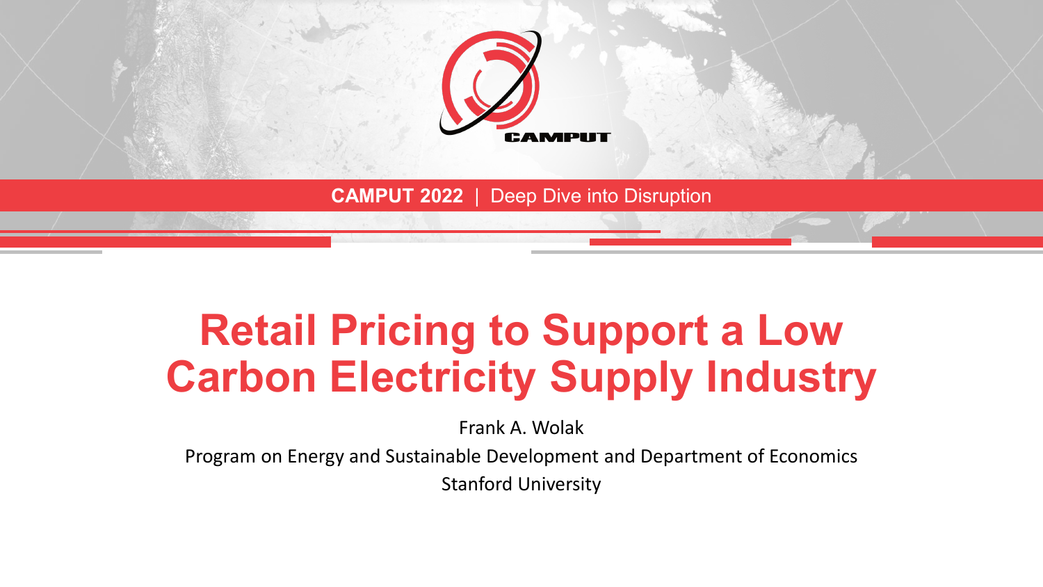CAMPUT

**CAMPUT 2022** | Deep Dive into Disruption

# Retail Pricing to Support a Low Carbon Electricity Supply Industry

Frank A. Wolak

Program on Energy and Sustainable Development and Department of Economics

Stanford University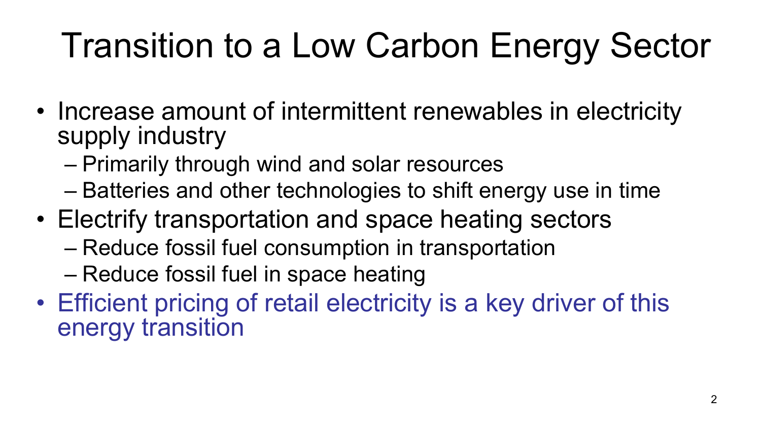# Transition to a Low Carbon Energy Sector

- Increase amount of intermittent renewables in electricity supply industry
  - Primarily through wind and solar resources
  - Batteries and other technologies to shift energy use in time
- Electrify transportation and space heating sectors
  - Reduce fossil fuel consumption in transportation
  - Reduce fossil fuel in space heating
- Efficient pricing of retail electricity is a key driver of this energy transition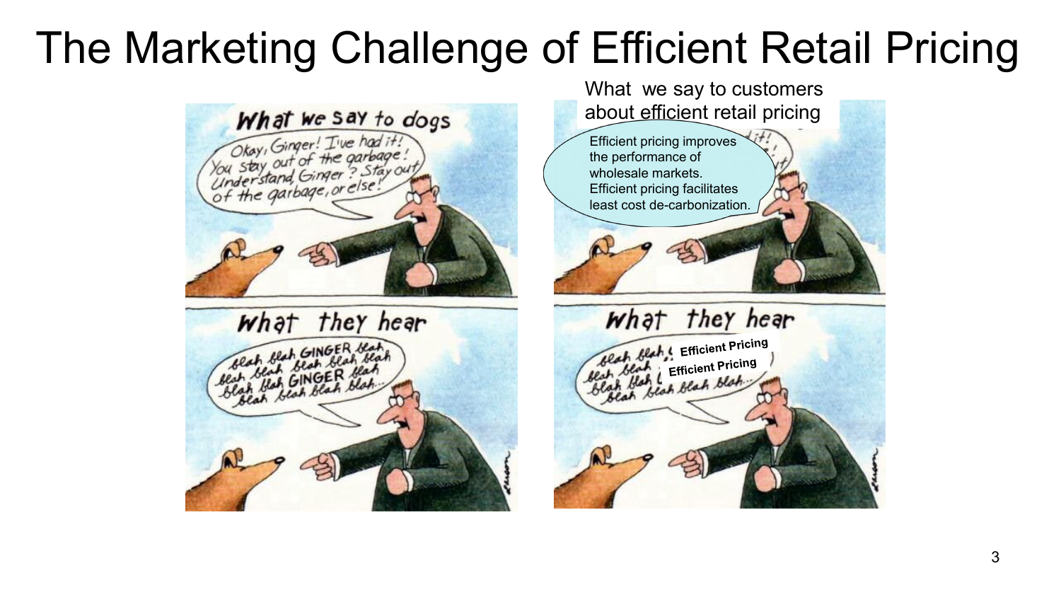# The Marketing Challenge of Efficient Retail Pricing

What we say to dogs

Okay, Ginger! I've had it! You stay out of the garbage! Understand, Ginger? Stay out of the garbage, or else!

What they hear

blah blah GINGER blah blah blah blah blah blah blah blah GINGER blah blah blah blah blah blah...

What we say to customers about efficient retail pricing

Efficient pricing improves the performance of wholesale markets. Efficient pricing facilitates least cost de-carbonization.

What they hear

blah blah Efficient Pricing blah blah Efficient Pricing blah blah blah blah blah...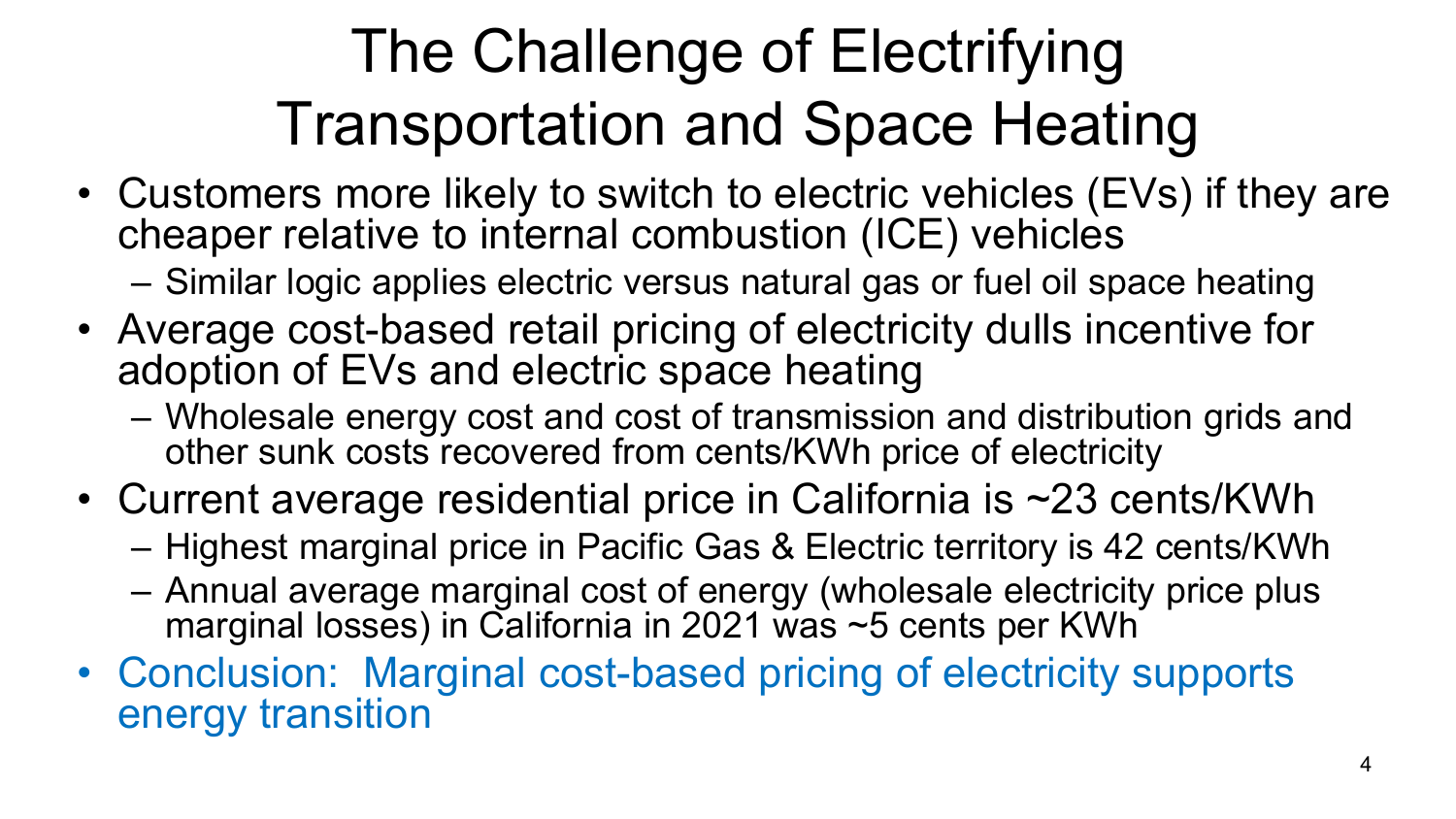# The Challenge of Electrifying Transportation and Space Heating

- Customers more likely to switch to electric vehicles (EVs) if they are cheaper relative to internal combustion (ICE) vehicles
  - Similar logic applies electric versus natural gas or fuel oil space heating
- Average cost-based retail pricing of electricity dulls incentive for adoption of EVs and electric space heating
  - Wholesale energy cost and cost of transmission and distribution grids and other sunk costs recovered from cents/KWh price of electricity
- Current average residential price in California is ~23 cents/KWh
  - Highest marginal price in Pacific Gas & Electric territory is 42 cents/KWh
  - Annual average marginal cost of energy (wholesale electricity price plus marginal losses) in California in 2021 was ~5 cents per KWh
- Conclusion: Marginal cost-based pricing of electricity supports energy transition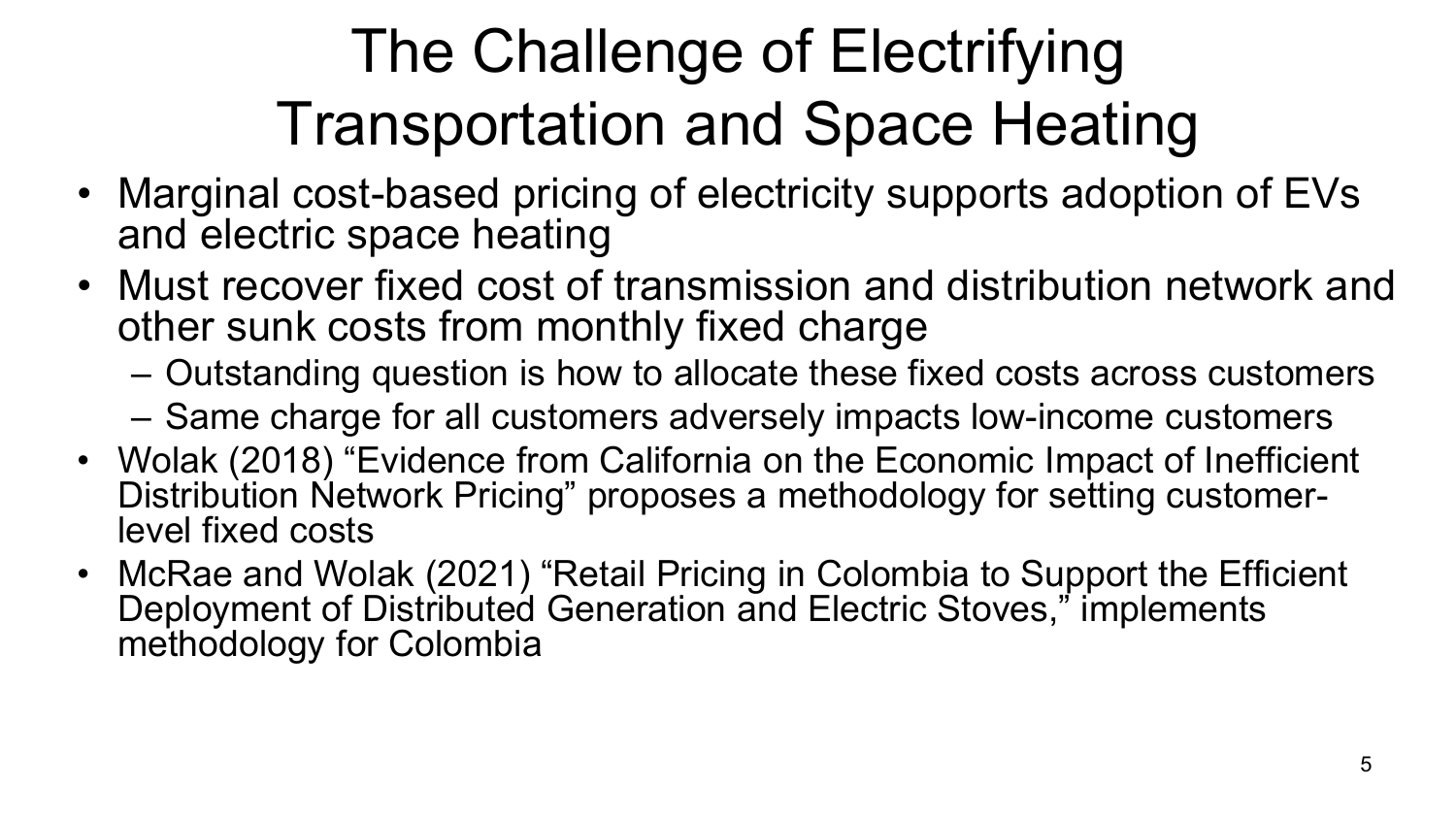# The Challenge of Electrifying Transportation and Space Heating

- Marginal cost-based pricing of electricity supports adoption of EVs and electric space heating
- Must recover fixed cost of transmission and distribution network and other sunk costs from monthly fixed charge
  - Outstanding question is how to allocate these fixed costs across customers
  - Same charge for all customers adversely impacts low-income customers
- Wolak (2018) "Evidence from California on the Economic Impact of Inefficient Distribution Network Pricing" proposes a methodology for setting customer-level fixed costs
- McRae and Wolak (2021) "Retail Pricing in Colombia to Support the Efficient Deployment of Distributed Generation and Electric Stoves," implements methodology for Colombia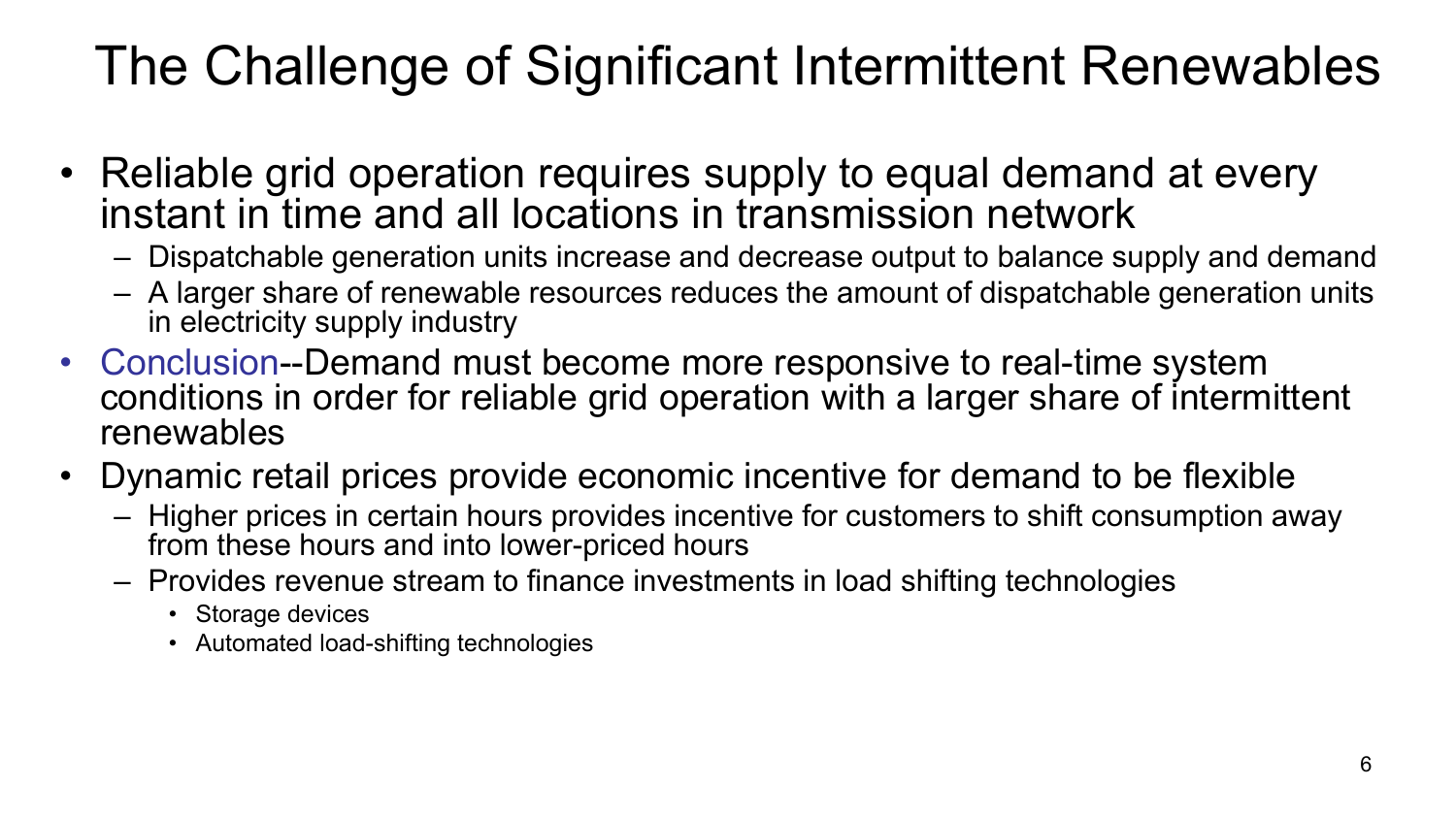# The Challenge of Significant Intermittent Renewables

- Reliable grid operation requires supply to equal demand at every instant in time and all locations in transmission network
  - Dispatchable generation units increase and decrease output to balance supply and demand
  - A larger share of renewable resources reduces the amount of dispatchable generation units in electricity supply industry
- Conclusion--Demand must become more responsive to real-time system conditions in order for reliable grid operation with a larger share of intermittent renewables
- Dynamic retail prices provide economic incentive for demand to be flexible
  - Higher prices in certain hours provides incentive for customers to shift consumption away from these hours and into lower-priced hours
  - Provides revenue stream to finance investments in load shifting technologies
    - Storage devices
    - Automated load-shifting technologies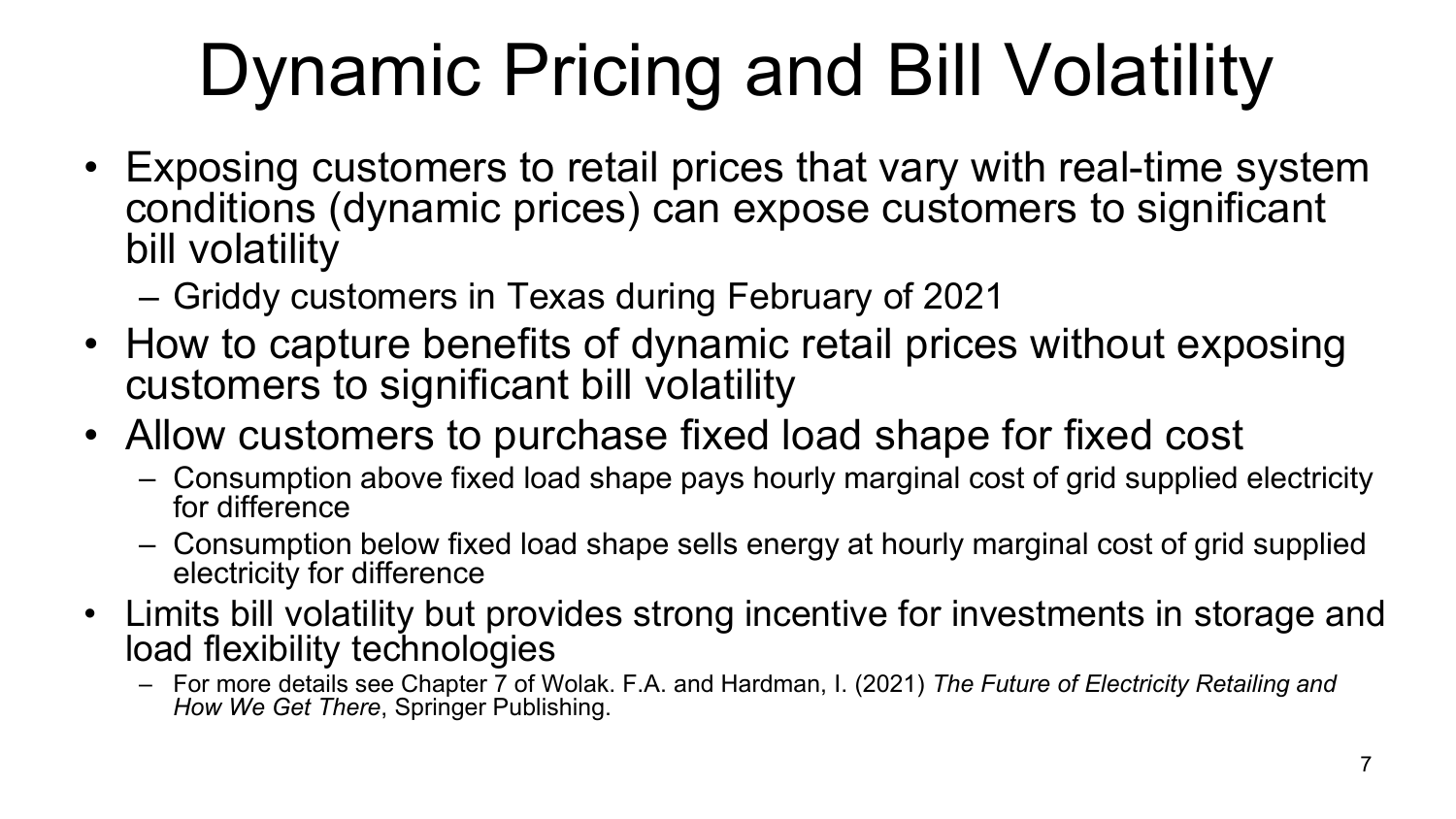# Dynamic Pricing and Bill Volatility

- Exposing customers to retail prices that vary with real-time system conditions (dynamic prices) can expose customers to significant bill volatility
  - Griddy customers in Texas during February of 2021
- How to capture benefits of dynamic retail prices without exposing customers to significant bill volatility
- Allow customers to purchase fixed load shape for fixed cost
  - Consumption above fixed load shape pays hourly marginal cost of grid supplied electricity for difference
  - Consumption below fixed load shape sells energy at hourly marginal cost of grid supplied electricity for difference
- Limits bill volatility but provides strong incentive for investments in storage and load flexibility technologies
  - For more details see Chapter 7 of Wolak. F.A. and Hardman, I. (2021) *The Future of Electricity Retailing and How We Get There*, Springer Publishing.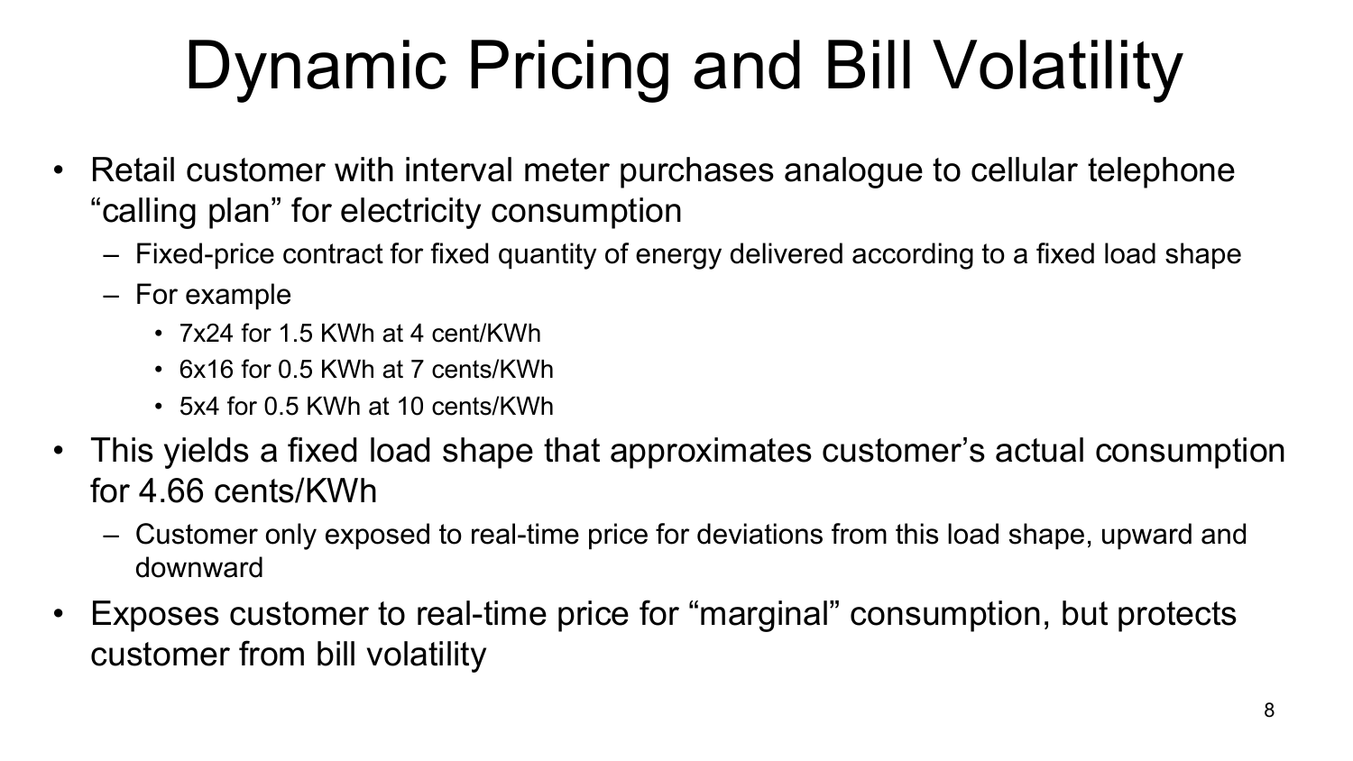# Dynamic Pricing and Bill Volatility

- Retail customer with interval meter purchases analogue to cellular telephone "calling plan" for electricity consumption
  - Fixed-price contract for fixed quantity of energy delivered according to a fixed load shape
  - For example
    - 7x24 for 1.5 KWh at 4 cent/KWh
    - 6x16 for 0.5 KWh at 7 cents/KWh
    - 5x4 for 0.5 KWh at 10 cents/KWh
- This yields a fixed load shape that approximates customer's actual consumption for 4.66 cents/KWh
  - Customer only exposed to real-time price for deviations from this load shape, upward and downward
- Exposes customer to real-time price for "marginal" consumption, but protects customer from bill volatility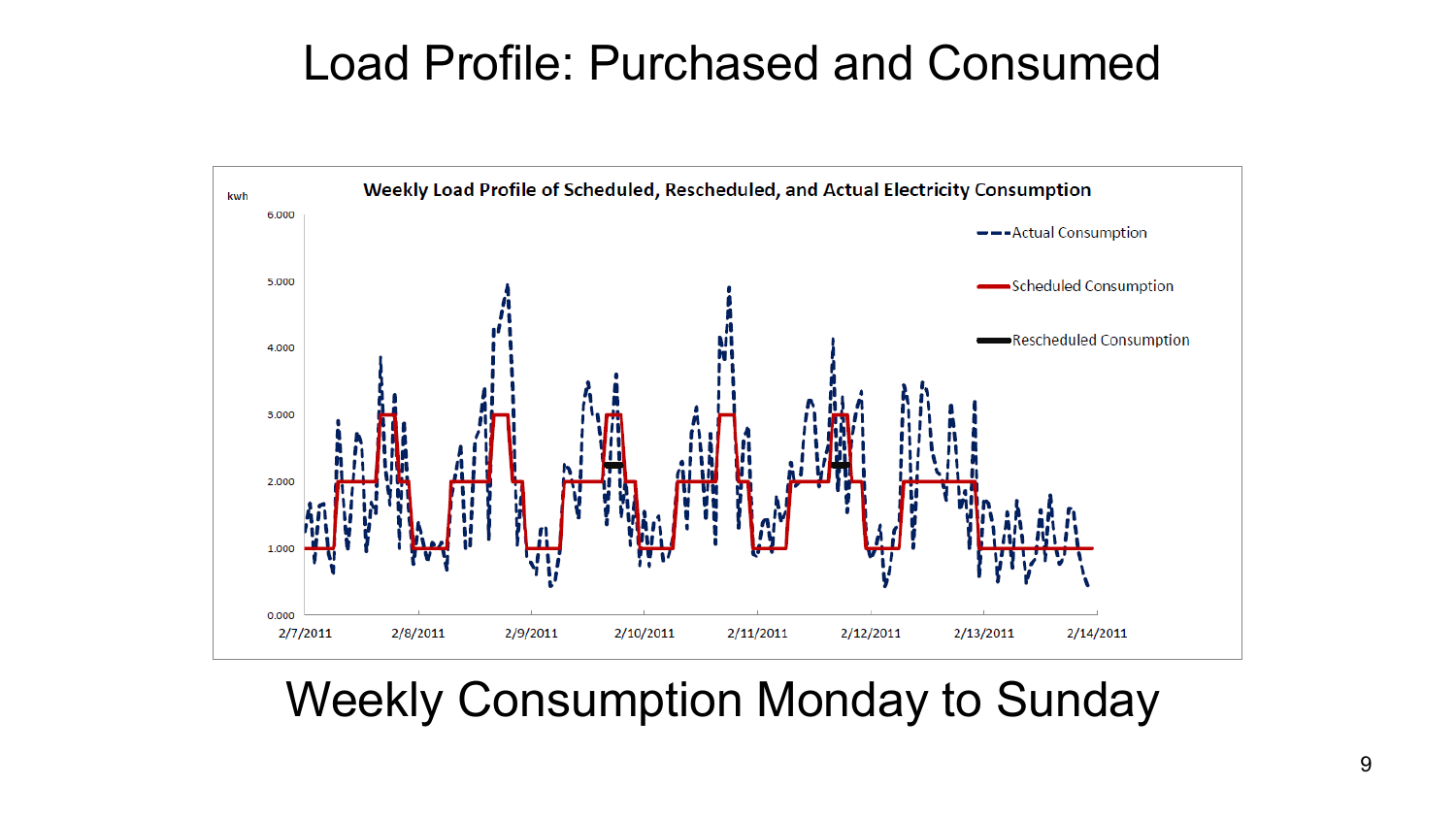# Load Profile: Purchased and Consumed

**Weekly Load Profile of Scheduled, Rescheduled, and Actual Electricity Consumption**

kwh

6.000

5.000

4.000

3.000

2.000

1.000

0.000

2/7/2011 2/8/2011 2/9/2011 2/10/2011 2/11/2011 2/12/2011 2/13/2011 2/14/2011

Actual Consumption

Scheduled Consumption

Rescheduled Consumption

Weekly Consumption Monday to Sunday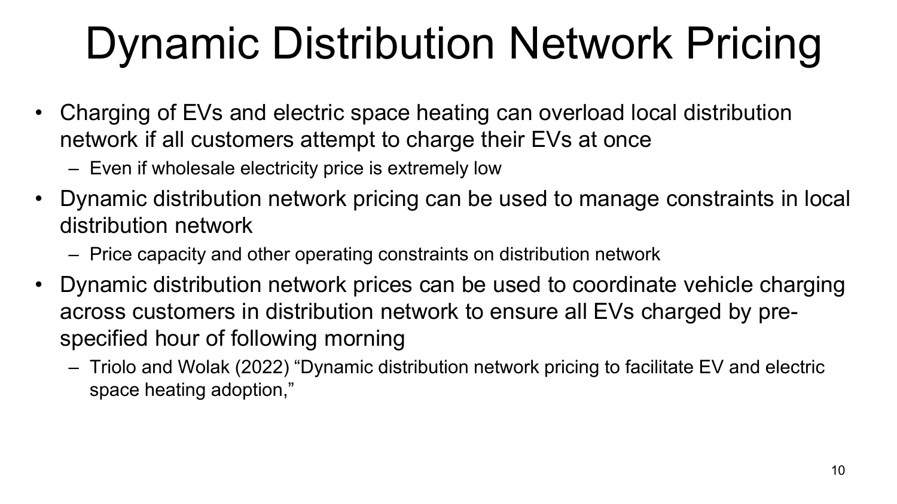# Dynamic Distribution Network Pricing

- Charging of EVs and electric space heating can overload local distribution network if all customers attempt to charge their EVs at once
  - Even if wholesale electricity price is extremely low
- Dynamic distribution network pricing can be used to manage constraints in local distribution network
  - Price capacity and other operating constraints on distribution network
- Dynamic distribution network prices can be used to coordinate vehicle charging across customers in distribution network to ensure all EVs charged by pre-specified hour of following morning
  - Triolo and Wolak (2022) "Dynamic distribution network pricing to facilitate EV and electric space heating adoption,"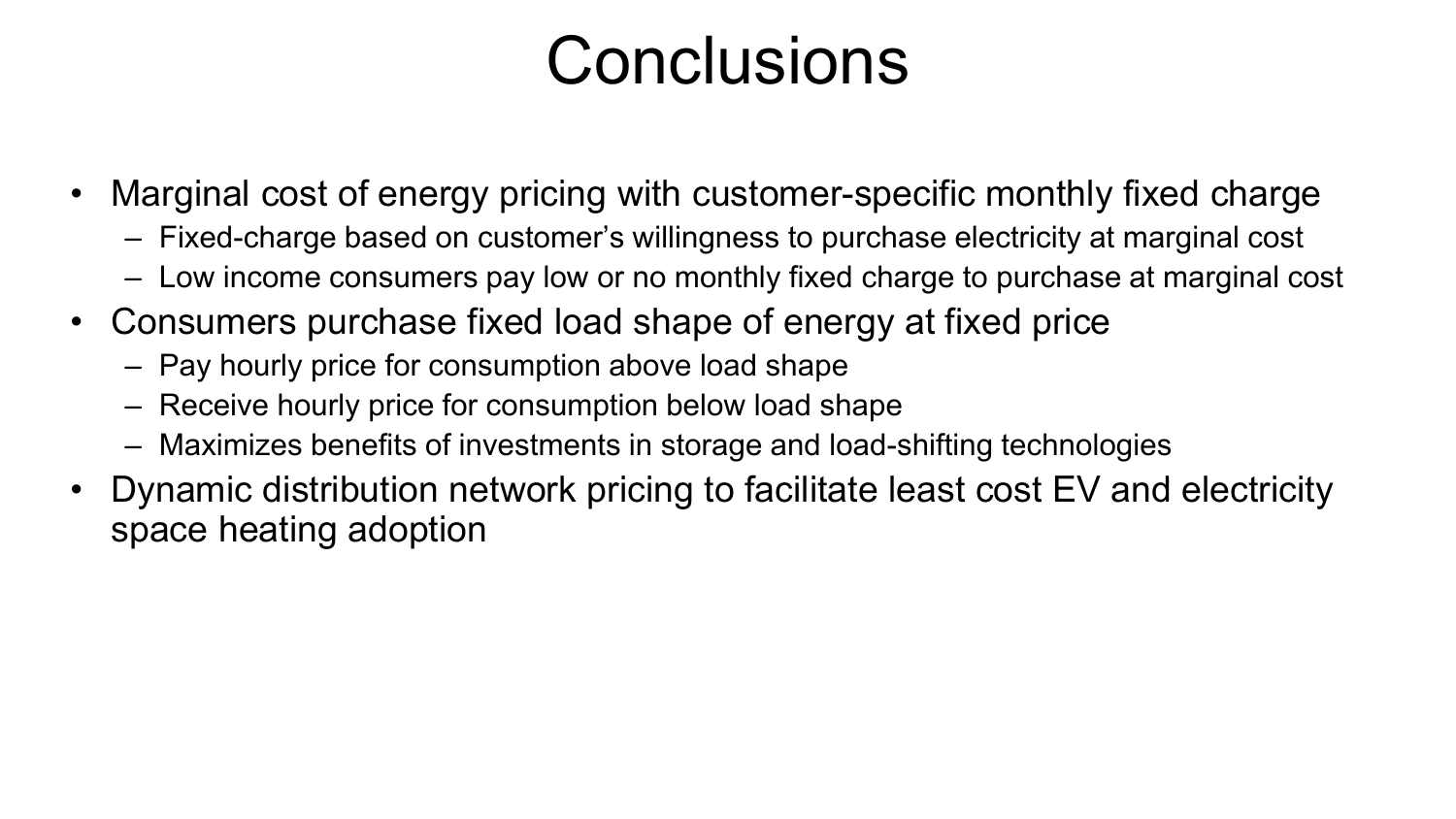# Conclusions

- Marginal cost of energy pricing with customer-specific monthly fixed charge
  - Fixed-charge based on customer's willingness to purchase electricity at marginal cost
  - Low income consumers pay low or no monthly fixed charge to purchase at marginal cost
- Consumers purchase fixed load shape of energy at fixed price
  - Pay hourly price for consumption above load shape
  - Receive hourly price for consumption below load shape
  - Maximizes benefits of investments in storage and load-shifting technologies
- Dynamic distribution network pricing to facilitate least cost EV and electricity space heating adoption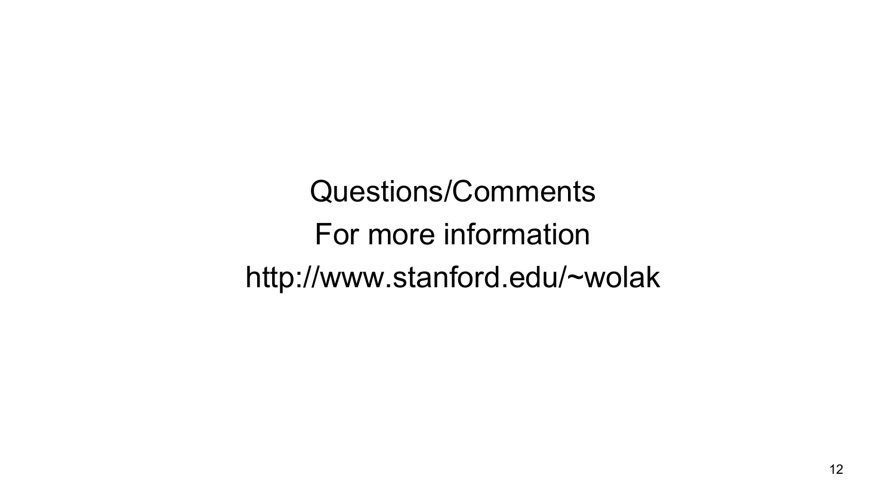Questions/Comments

For more information

http://www.stanford.edu/~wolak